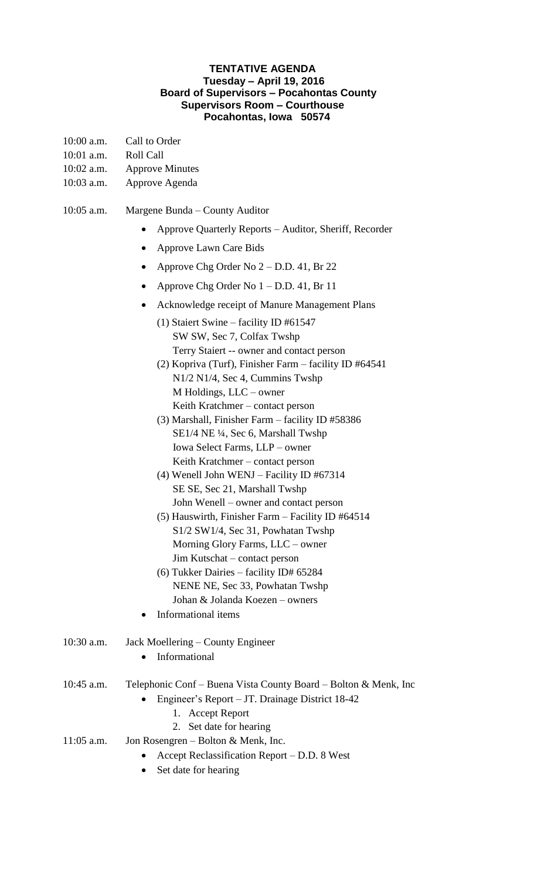**TENTATIVE AGENDA**
**Tuesday – April 19, 2016**
**Board of Supervisors – Pocahontas County**
**Supervisors Room – Courthouse**
**Pocahontas, Iowa 50574**

10:00 a.m. Call to Order
10:01 a.m. Roll Call
10:02 a.m. Approve Minutes
10:03 a.m. Approve Agenda

10:05 a.m. Margene Bunda – County Auditor

- Approve Quarterly Reports – Auditor, Sheriff, Recorder
- Approve Lawn Care Bids
- Approve Chg Order No 2 – D.D. 41, Br 22
- Approve Chg Order No 1 – D.D. 41, Br 11
- Acknowledge receipt of Manure Management Plans
  - (1) Staiert Swine – facility ID #61547
    SW SW, Sec 7, Colfax Twshp
    Terry Staiert -- owner and contact person
  - (2) Kopriva (Turf), Finisher Farm – facility ID #64541
    N1/2 N1/4, Sec 4, Cummins Twshp
    M Holdings, LLC – owner
    Keith Kratchmer – contact person
  - (3) Marshall, Finisher Farm – facility ID #58386
    SE1/4 NE ¼, Sec 6, Marshall Twshp
    Iowa Select Farms, LLP – owner
    Keith Kratchmer – contact person
  - (4) Wenell John WENJ – Facility ID #67314
    SE SE, Sec 21, Marshall Twshp
    John Wenell – owner and contact person
  - (5) Hauswirth, Finisher Farm – Facility ID #64514
    S1/2 SW1/4, Sec 31, Powhatan Twshp
    Morning Glory Farms, LLC – owner
    Jim Kutschat – contact person
  - (6) Tukker Dairies – facility ID# 65284
    NENE NE, Sec 33, Powhatan Twshp
    Johan & Jolanda Koezen – owners
- Informational items

10:30 a.m. Jack Moellering – County Engineer

- Informational

10:45 a.m. Telephonic Conf – Buena Vista County Board – Bolton & Menk, Inc

- Engineer's Report – JT. Drainage District 18-42
  1. Accept Report
  2. Set date for hearing

11:05 a.m. Jon Rosengren – Bolton & Menk, Inc.

- Accept Reclassification Report – D.D. 8 West
- Set date for hearing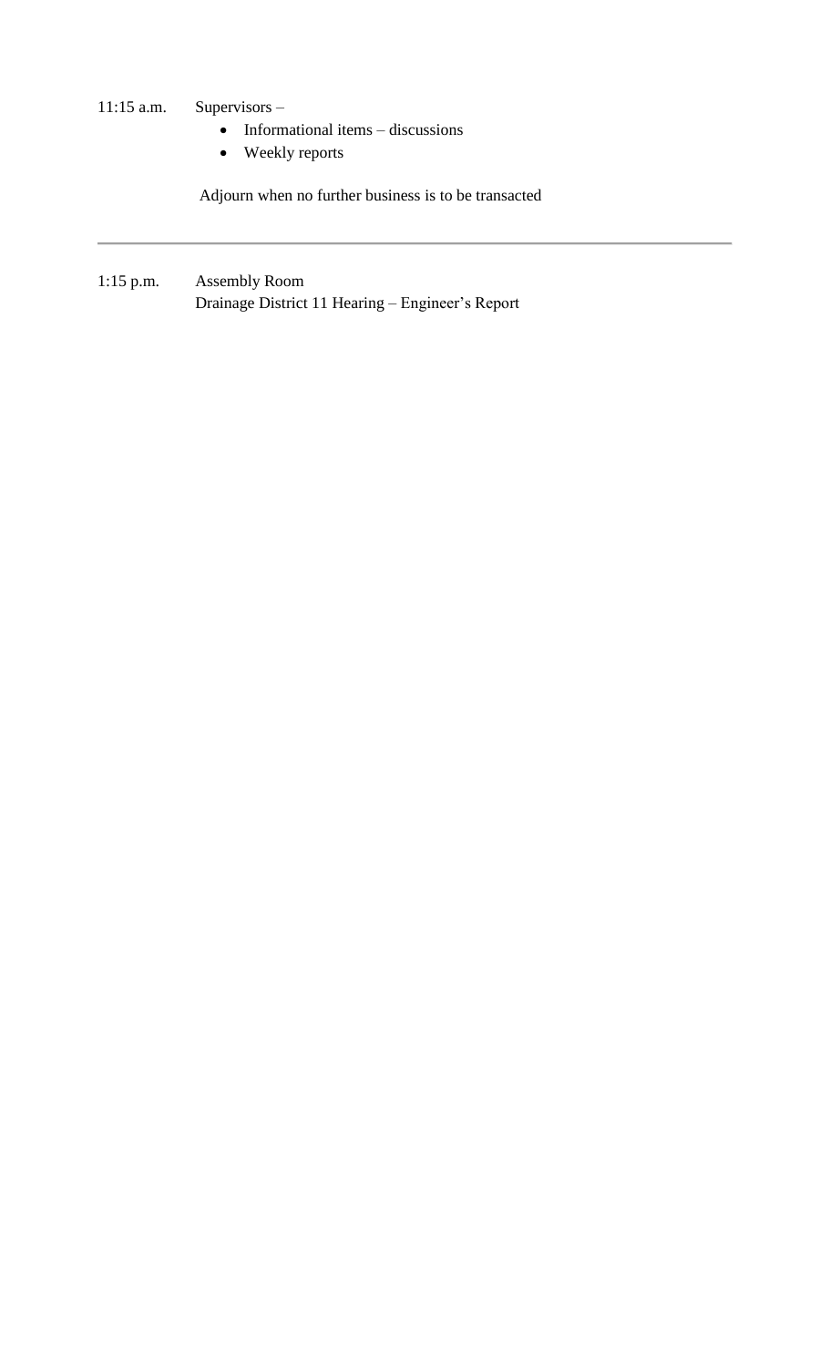11:15 a.m. Supervisors –

- Informational items – discussions
- Weekly reports

Adjourn when no further business is to be transacted

---

1:15 p.m. Assembly Room
Drainage District 11 Hearing – Engineer's Report